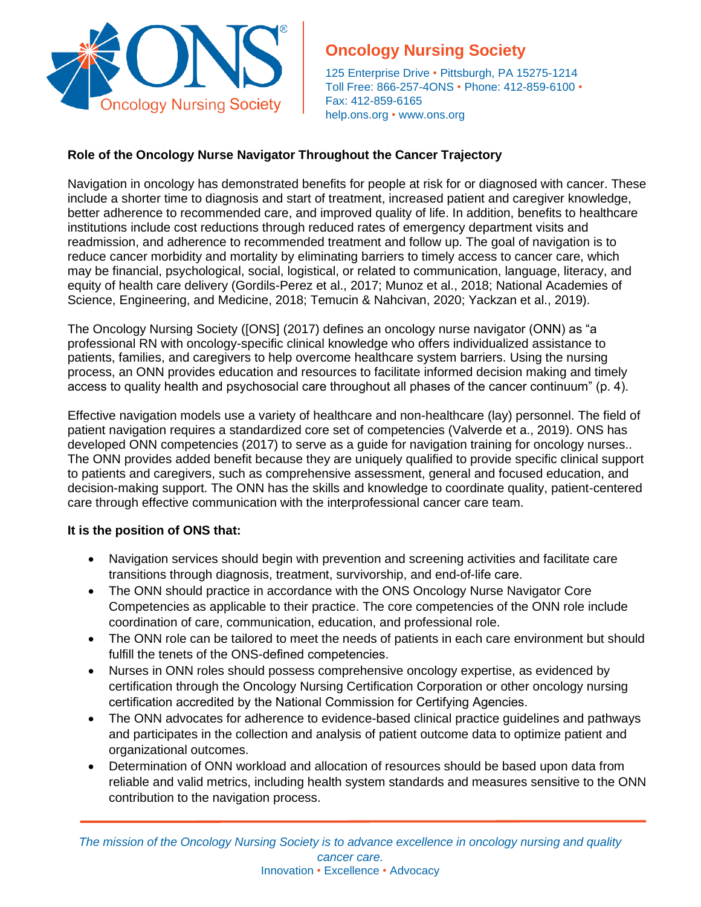# Oncology Nursing Society

125 Enterprise Drive • Pittsburgh, PA 15275-1214
Toll Free: 866-257-4ONS • Phone: 412-859-6100 • Fax: 412-859-6165
help.ons.org • www.ons.org

## Role of the Oncology Nurse Navigator Throughout the Cancer Trajectory

Navigation in oncology has demonstrated benefits for people at risk for or diagnosed with cancer. These include a shorter time to diagnosis and start of treatment, increased patient and caregiver knowledge, better adherence to recommended care, and improved quality of life. In addition, benefits to healthcare institutions include cost reductions through reduced rates of emergency department visits and readmission, and adherence to recommended treatment and follow up. The goal of navigation is to reduce cancer morbidity and mortality by eliminating barriers to timely access to cancer care, which may be financial, psychological, social, logistical, or related to communication, language, literacy, and equity of health care delivery (Gordils-Perez et al., 2017; Munoz et al., 2018; National Academies of Science, Engineering, and Medicine, 2018; Temucin & Nahcivan, 2020; Yackzan et al., 2019).

The Oncology Nursing Society ([ONS] (2017) defines an oncology nurse navigator (ONN) as "a professional RN with oncology-specific clinical knowledge who offers individualized assistance to patients, families, and caregivers to help overcome healthcare system barriers. Using the nursing process, an ONN provides education and resources to facilitate informed decision making and timely access to quality health and psychosocial care throughout all phases of the cancer continuum" (p. 4).

Effective navigation models use a variety of healthcare and non-healthcare (lay) personnel. The field of patient navigation requires a standardized core set of competencies (Valverde et a., 2019). ONS has developed ONN competencies (2017) to serve as a guide for navigation training for oncology nurses.. The ONN provides added benefit because they are uniquely qualified to provide specific clinical support to patients and caregivers, such as comprehensive assessment, general and focused education, and decision-making support. The ONN has the skills and knowledge to coordinate quality, patient-centered care through effective communication with the interprofessional cancer care team.

**It is the position of ONS that:**

- Navigation services should begin with prevention and screening activities and facilitate care transitions through diagnosis, treatment, survivorship, and end-of-life care.
- The ONN should practice in accordance with the ONS Oncology Nurse Navigator Core Competencies as applicable to their practice. The core competencies of the ONN role include coordination of care, communication, education, and professional role.
- The ONN role can be tailored to meet the needs of patients in each care environment but should fulfill the tenets of the ONS-defined competencies.
- Nurses in ONN roles should possess comprehensive oncology expertise, as evidenced by certification through the Oncology Nursing Certification Corporation or other oncology nursing certification accredited by the National Commission for Certifying Agencies.
- The ONN advocates for adherence to evidence-based clinical practice guidelines and pathways and participates in the collection and analysis of patient outcome data to optimize patient and organizational outcomes.
- Determination of ONN workload and allocation of resources should be based upon data from reliable and valid metrics, including health system standards and measures sensitive to the ONN contribution to the navigation process.

*The mission of the Oncology Nursing Society is to advance excellence in oncology nursing and quality cancer care.*
Innovation • Excellence • Advocacy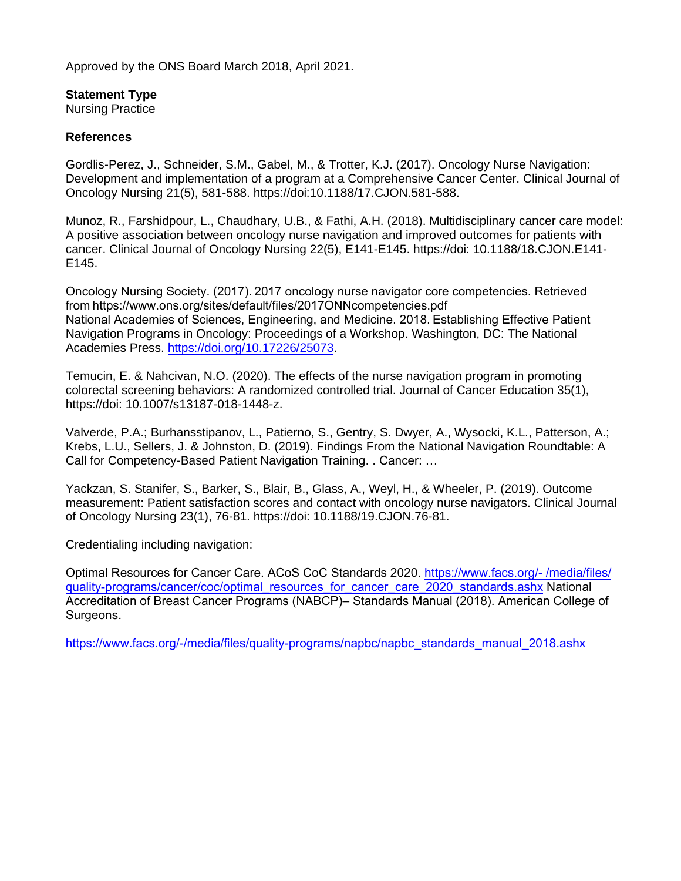Approved by the ONS Board March 2018, April 2021.

**Statement Type**
Nursing Practice

**References**

Gordlis-Perez, J., Schneider, S.M., Gabel, M., & Trotter, K.J. (2017). Oncology Nurse Navigation: Development and implementation of a program at a Comprehensive Cancer Center. Clinical Journal of Oncology Nursing 21(5), 581-588. https://doi:10.1188/17.CJON.581-588.

Munoz, R., Farshidpour, L., Chaudhary, U.B., & Fathi, A.H. (2018). Multidisciplinary cancer care model: A positive association between oncology nurse navigation and improved outcomes for patients with cancer. Clinical Journal of Oncology Nursing 22(5), E141-E145. https://doi: 10.1188/18.CJON.E141-E145.

Oncology Nursing Society. (2017). 2017 oncology nurse navigator core competencies. Retrieved from https://www.ons.org/sites/default/files/2017ONNcompetencies.pdf
National Academies of Sciences, Engineering, and Medicine. 2018. Establishing Effective Patient Navigation Programs in Oncology: Proceedings of a Workshop. Washington, DC: The National Academies Press. https://doi.org/10.17226/25073.

Temucin, E. & Nahcivan, N.O. (2020). The effects of the nurse navigation program in promoting colorectal screening behaviors: A randomized controlled trial. Journal of Cancer Education 35(1), https://doi: 10.1007/s13187-018-1448-z.

Valverde, P.A.; Burhansstipanov, L., Patierno, S., Gentry, S. Dwyer, A., Wysocki, K.L., Patterson, A.; Krebs, L.U., Sellers, J. & Johnston, D. (2019). Findings From the National Navigation Roundtable: A Call for Competency-Based Patient Navigation Training. . Cancer: …

Yackzan, S. Stanifer, S., Barker, S., Blair, B., Glass, A., Weyl, H., & Wheeler, P. (2019). Outcome measurement: Patient satisfaction scores and contact with oncology nurse navigators. Clinical Journal of Oncology Nursing 23(1), 76-81. https://doi: 10.1188/19.CJON.76-81.

Credentialing including navigation:

Optimal Resources for Cancer Care. ACoS CoC Standards 2020. https://www.facs.org/- /media/files/quality-programs/cancer/coc/optimal_resources_for_cancer_care_2020_standards.ashx National Accreditation of Breast Cancer Programs (NABCP)– Standards Manual (2018). American College of Surgeons.

https://www.facs.org/-/media/files/quality-programs/napbc/napbc_standards_manual_2018.ashx